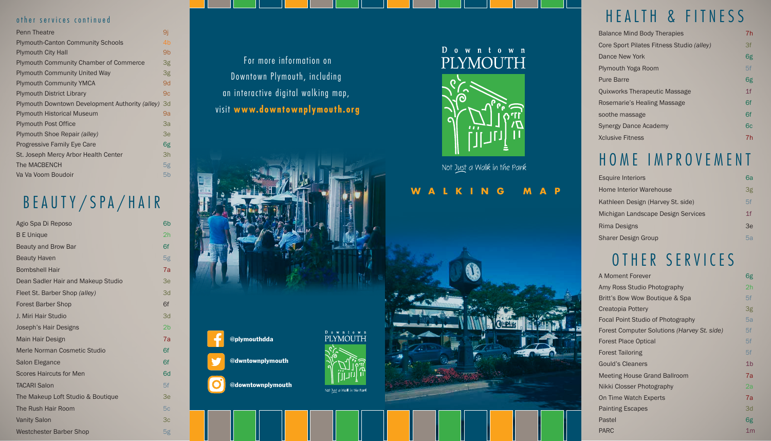## other services continued

| | |
|---|---|
| Penn Theatre | 9j |
| Plymouth-Canton Community Schools | 4b |
| Plymouth City Hall | 9b |
| Plymouth Community Chamber of Commerce | 3g |
| Plymouth Community United Way | 3g |
| Plymouth Community YMCA | 9d |
| Plymouth District Library | 9c |
| Plymouth Downtown Development Authority *(alley)* | 3d |
| Plymouth Historical Museum | 9a |
| Plymouth Post Office | 3a |
| Plymouth Shoe Repair *(alley)* | 3e |
| Progressive Family Eye Care | 6g |
| St. Joseph Mercy Arbor Health Center | 3h |
| The MACBENCH | 5g |
| Va Va Voom Boudoir | 5b |

# BEAUTY/SPA/HAIR

| | |
|---|---|
| Agio Spa Di Reposo | 6b |
| B E Unique | 2h |
| Beauty and Brow Bar | 6f |
| Beauty Haven | 5g |
| Bombshell Hair | 7a |
| Dean Sadler Hair and Makeup Studio | 3e |
| Fleet St. Barber Shop *(alley)* | 3d |
| Forest Barber Shop | 6f |
| J. Miri Hair Studio | 3d |
| Joseph's Hair Designs | 2b |
| Main Hair Design | 7a |
| Merle Norman Cosmetic Studio | 6f |
| Salon Elegance | 6f |
| Scores Haircuts for Men | 6d |
| TACARI Salon | 5f |
| The Makeup Loft Studio & Boutique | 3e |
| The Rush Hair Room | 5c |
| Vanity Salon | 3c |
| Westchester Barber Shop | 5g |

For more information on Downtown Plymouth, including an interactive digital walking map, visit **www.downtownplymouth.org**

@plymouthdda

@dwntownplymouth

@downtownplymouth

Downtown PLYMOUTH

Not Just a Walk in the Park

**WALKING MAP**

# HEALTH & FITNESS

| | |
|---|---|
| Balance Mind Body Therapies | 7h |
| Core Sport Pilates Fitness Studio *(alley)* | 3f |
| Dance New York | 6g |
| Plymouth Yoga Room | 5f |
| Pure Barre | 6g |
| Quixworks Therapeutic Massage | 1f |
| Rosemarie's Healing Massage | 6f |
| soothe massage | 6f |
| Synergy Dance Academy | 6c |
| Xclusive Fitness | 7h |

# HOME IMPROVEMENT

| | |
|---|---|
| Esquire Interiors | 6a |
| Home Interior Warehouse | 3g |
| Kathleen Design (Harvey St. side) | 5f |
| Michigan Landscape Design Services | 1f |
| Rima Designs | 3e |
| Sharer Design Group | 5a |

# OTHER SERVICES

| | |
|---|---|
| A Moment Forever | 6g |
| Amy Ross Studio Photography | 2h |
| Britt's Bow Wow Boutique & Spa | 5f |
| Creatopia Pottery | 3g |
| Focal Point Studio of Photography | 5a |
| Forest Computer Solutions *(Harvey St. side)* | 5f |
| Forest Place Optical | 5f |
| Forest Tailoring | 5f |
| Gould's Cleaners | 1b |
| Meeting House Grand Ballroom | 7a |
| Nikki Closser Photography | 2a |
| On Time Watch Experts | 7a |
| Painting Escapes | 3d |
| Pastel | 6g |
| PARC | 1m |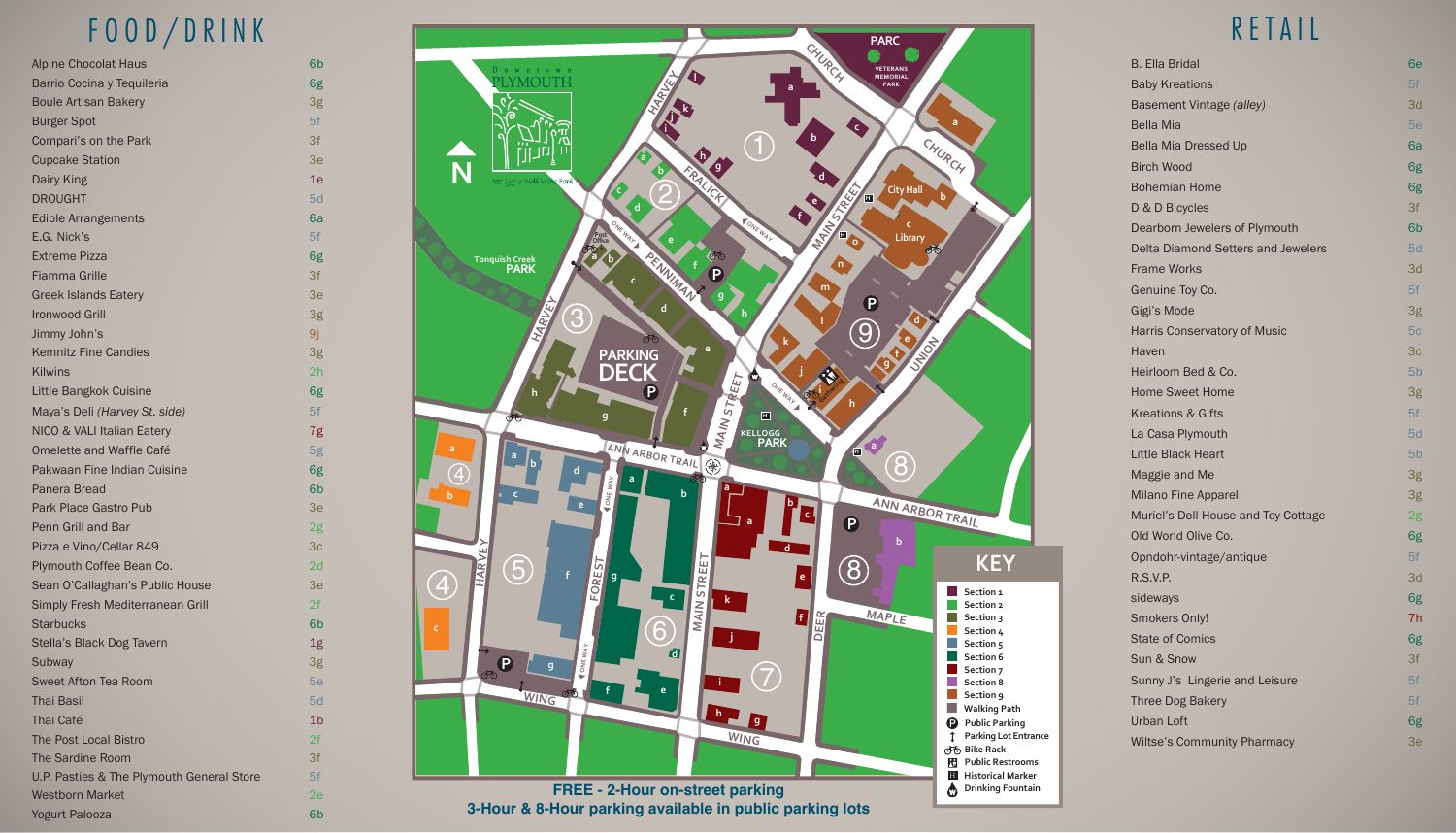# FOOD/DRINK

| | |
|---|---|
| Alpine Chocolat Haus | 6b |
| Barrio Cocina y Tequileria | 6g |
| Boule Artisan Bakery | 3g |
| Burger Spot | 5f |
| Compari's on the Park | 3f |
| Cupcake Station | 3e |
| Dairy King | 1e |
| DROUGHT | 5d |
| Edible Arrangements | 6a |
| E.G. Nick's | 5f |
| Extreme Pizza | 6g |
| Fiamma Grille | 3f |
| Greek Islands Eatery | 3e |
| Ironwood Grill | 3g |
| Jimmy John's | 9j |
| Kemnitz Fine Candies | 3g |
| Kilwins | 2h |
| Little Bangkok Cuisine | 6g |
| Maya's Deli *(Harvey St. side)* | 5f |
| NICO & VALI Italian Eatery | 7g |
| Omelette and Waffle Café | 5g |
| Pakwaan Fine Indian Cuisine | 6g |
| Panera Bread | 6b |
| Park Place Gastro Pub | 3e |
| Penn Grill and Bar | 2g |
| Pizza e Vino/Cellar 849 | 3c |
| Plymouth Coffee Bean Co. | 2d |
| Sean O'Callaghan's Public House | 3e |
| Simply Fresh Mediterranean Grill | 2f |
| Starbucks | 6b |
| Stella's Black Dog Tavern | 1g |
| Subway | 3g |
| Sweet Afton Tea Room | 5e |
| Thai Basil | 5d |
| Thai Café | 1b |
| The Post Local Bistro | 2f |
| The Sardine Room | 3f |
| U.P. Pasties & The Plymouth General Store | 5f |
| Westborn Market | 2e |
| Yogurt Palooza | 6b |

# RETAIL

| | |
|---|---|
| B. Ella Bridal | 6e |
| Baby Kreations | 5f |
| Basement Vintage *(alley)* | 3d |
| Bella Mia | 5e |
| Bella Mia Dressed Up | 6a |
| Birch Wood | 6g |
| Bohemian Home | 6g |
| D & D Bicycles | 3f |
| Dearborn Jewelers of Plymouth | 6b |
| Delta Diamond Setters and Jewelers | 5d |
| Frame Works | 3d |
| Genuine Toy Co. | 5f |
| Gigi's Mode | 3g |
| Harris Conservatory of Music | 5c |
| Haven | 3c |
| Heirloom Bed & Co. | 5b |
| Home Sweet Home | 3g |
| Kreations & Gifts | 5f |
| La Casa Plymouth | 5d |
| Little Black Heart | 5b |
| Maggie and Me | 3g |
| Milano Fine Apparel | 3g |
| Muriel's Doll House and Toy Cottage | 2g |
| Old World Olive Co. | 6g |
| Opndohr-vintage/antique | 5f |
| R.S.V.P. | 3d |
| sideways | 6g |
| Smokers Only! | 7h |
| State of Comics | 6g |
| Sun & Snow | 3f |
| Sunny J's Lingerie and Leisure | 5f |
| Three Dog Bakery | 5f |
| Urban Loft | 6g |
| Wiltse's Community Pharmacy | 3e |

Downtown PLYMOUTH

Not just a Walk in the Park

N

PARC

VETERANS MEMORIAL PARK

CHURCH

HARVEY

FRALICK

MAIN STREET

City Hall

Library

ONE WAY

Post Office

PENNIMAN

Tonquish Creek PARK

PARKING DECK

UNION

KELLOGG PARK

ANN ARBOR TRAIL

FOREST

MAPLE

DEER

WING

## KEY

- Section 1
- Section 2
- Section 3
- Section 4
- Section 5
- Section 6
- Section 7
- Section 8
- Section 9
- Walking Path
- Public Parking
- Parking Lot Entrance
- Bike Rack
- Public Restrooms
- Historical Marker
- Drinking Fountain

**FREE - 2-Hour on-street parking**

**3-Hour & 8-Hour parking available in public parking lots**